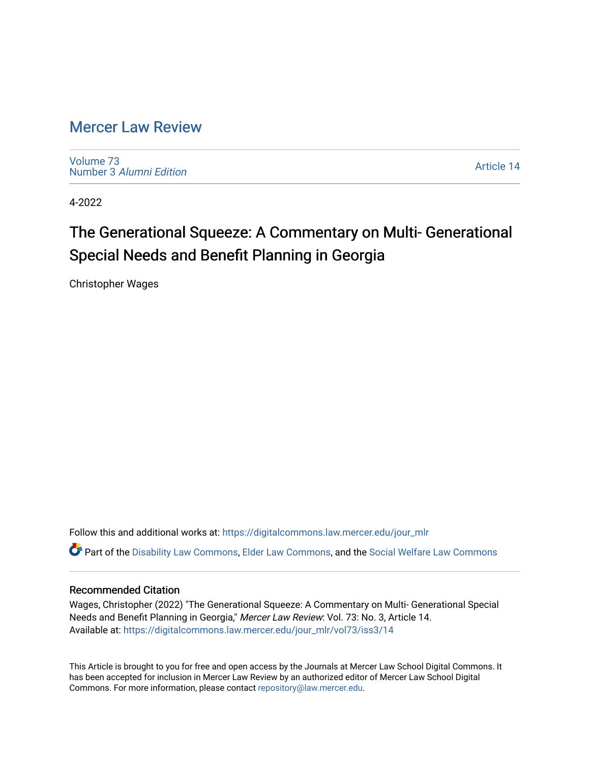# Mercer Law Review

Volume 73
Number 3 *Alumni Edition*

Article 14

4-2022

## The Generational Squeeze: A Commentary on Multi- Generational Special Needs and Benefit Planning in Georgia

Christopher Wages

Follow this and additional works at: https://digitalcommons.law.mercer.edu/jour_mlr

Part of the Disability Law Commons, Elder Law Commons, and the Social Welfare Law Commons

### Recommended Citation

Wages, Christopher (2022) "The Generational Squeeze: A Commentary on Multi- Generational Special Needs and Benefit Planning in Georgia," *Mercer Law Review*: Vol. 73: No. 3, Article 14.
Available at: https://digitalcommons.law.mercer.edu/jour_mlr/vol73/iss3/14

This Article is brought to you for free and open access by the Journals at Mercer Law School Digital Commons. It has been accepted for inclusion in Mercer Law Review by an authorized editor of Mercer Law School Digital Commons. For more information, please contact repository@law.mercer.edu.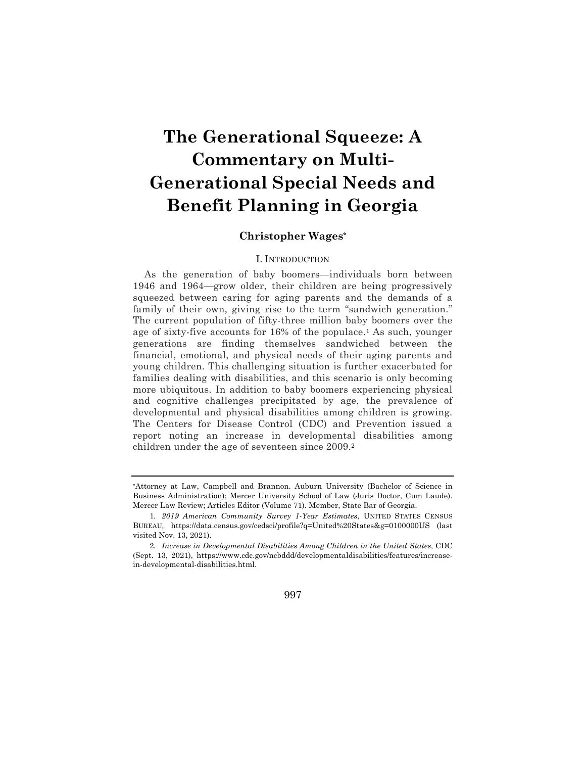# The Generational Squeeze: A Commentary on Multi-Generational Special Needs and Benefit Planning in Georgia

**Christopher Wages***

## I. INTRODUCTION

As the generation of baby boomers—individuals born between 1946 and 1964—grow older, their children are being progressively squeezed between caring for aging parents and the demands of a family of their own, giving rise to the term "sandwich generation." The current population of fifty-three million baby boomers over the age of sixty-five accounts for 16% of the populace.[1] As such, younger generations are finding themselves sandwiched between the financial, emotional, and physical needs of their aging parents and young children. This challenging situation is further exacerbated for families dealing with disabilities, and this scenario is only becoming more ubiquitous. In addition to baby boomers experiencing physical and cognitive challenges precipitated by age, the prevalence of developmental and physical disabilities among children is growing. The Centers for Disease Control (CDC) and Prevention issued a report noting an increase in developmental disabilities among children under the age of seventeen since 2009.[2]

---

*Attorney at Law, Campbell and Brannon. Auburn University (Bachelor of Science in Business Administration); Mercer University School of Law (Juris Doctor, Cum Laude). Mercer Law Review; Articles Editor (Volume 71). Member, State Bar of Georgia.

1. *2019 American Community Survey 1-Year Estimates*, UNITED STATES CENSUS BUREAU, https://data.census.gov/cedsci/profile?q=United%20States&g=0100000US (last visited Nov. 13, 2021).

2. *Increase in Developmental Disabilities Among Children in the United States,* CDC (Sept. 13, 2021), https://www.cdc.gov/ncbddd/developmentaldisabilities/features/increase-in-developmental-disabilities.html.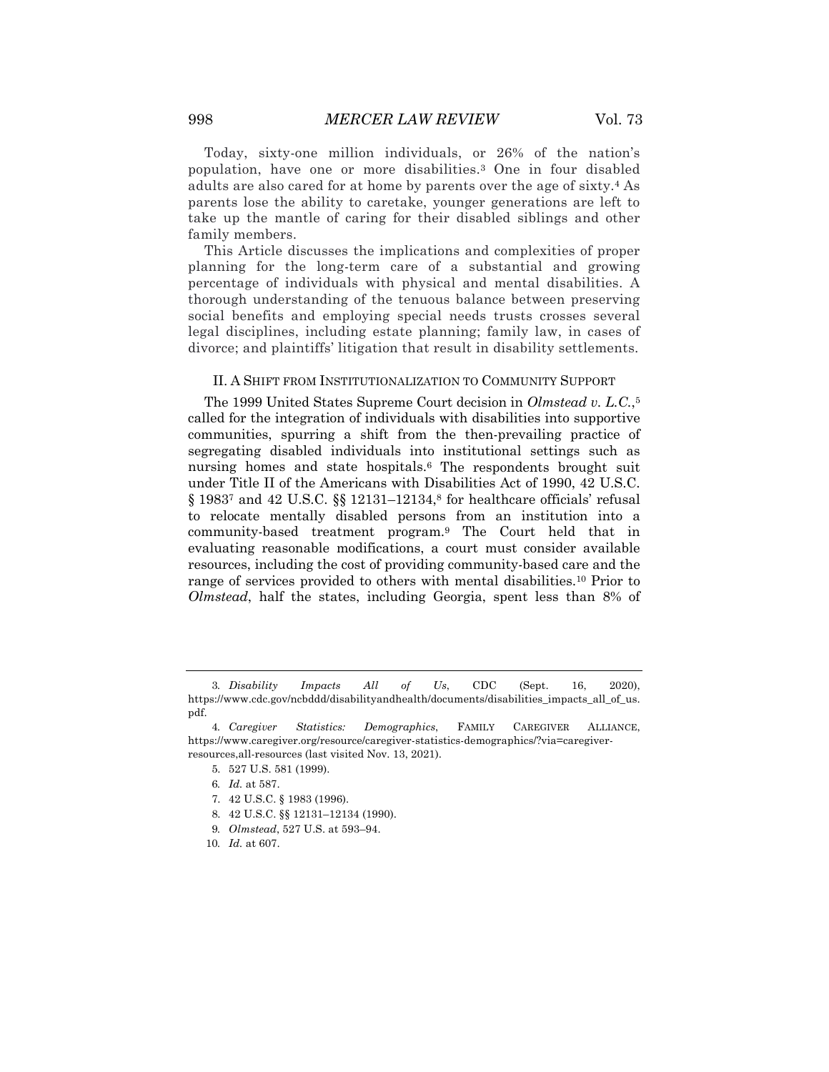Today, sixty-one million individuals, or 26% of the nation's population, have one or more disabilities.[3] One in four disabled adults are also cared for at home by parents over the age of sixty.[4] As parents lose the ability to caretake, younger generations are left to take up the mantle of caring for their disabled siblings and other family members.

This Article discusses the implications and complexities of proper planning for the long-term care of a substantial and growing percentage of individuals with physical and mental disabilities. A thorough understanding of the tenuous balance between preserving social benefits and employing special needs trusts crosses several legal disciplines, including estate planning; family law, in cases of divorce; and plaintiffs' litigation that result in disability settlements.

## II. A Shift from Institutionalization to Community Support

The 1999 United States Supreme Court decision in *Olmstead v. L.C.*,[5] called for the integration of individuals with disabilities into supportive communities, spurring a shift from the then-prevailing practice of segregating disabled individuals into institutional settings such as nursing homes and state hospitals.[6] The respondents brought suit under Title II of the Americans with Disabilities Act of 1990, 42 U.S.C. § 1983[7] and 42 U.S.C. §§ 12131–12134,[8] for healthcare officials' refusal to relocate mentally disabled persons from an institution into a community-based treatment program.[9] The Court held that in evaluating reasonable modifications, a court must consider available resources, including the cost of providing community-based care and the range of services provided to others with mental disabilities.[10] Prior to *Olmstead*, half the states, including Georgia, spent less than 8% of

---

3. *Disability Impacts All of Us*, CDC (Sept. 16, 2020), https://www.cdc.gov/ncbddd/disabilityandhealth/documents/disabilities_impacts_all_of_us.pdf.

4. *Caregiver Statistics: Demographics*, FAMILY CAREGIVER ALLIANCE, https://www.caregiver.org/resource/caregiver-statistics-demographics/?via=caregiver-resources,all-resources (last visited Nov. 13, 2021).

5. 527 U.S. 581 (1999).

6. *Id.* at 587.

7. 42 U.S.C. § 1983 (1996).

8. 42 U.S.C. §§ 12131–12134 (1990).

9. *Olmstead*, 527 U.S. at 593–94.

10. *Id.* at 607.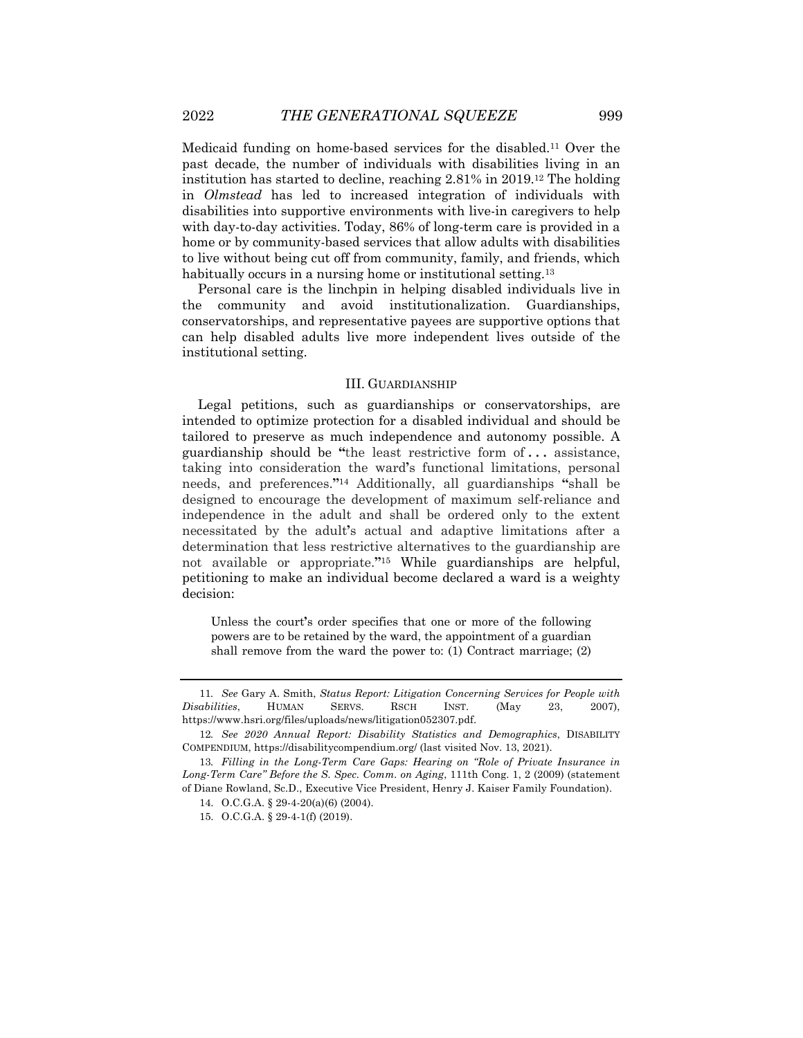Medicaid funding on home-based services for the disabled.[11] Over the past decade, the number of individuals with disabilities living in an institution has started to decline, reaching 2.81% in 2019.[12] The holding in *Olmstead* has led to increased integration of individuals with disabilities into supportive environments with live-in caregivers to help with day-to-day activities. Today, 86% of long-term care is provided in a home or by community-based services that allow adults with disabilities to live without being cut off from community, family, and friends, which habitually occurs in a nursing home or institutional setting.[13]

Personal care is the linchpin in helping disabled individuals live in the community and avoid institutionalization. Guardianships, conservatorships, and representative payees are supportive options that can help disabled adults live more independent lives outside of the institutional setting.

## III. GUARDIANSHIP

Legal petitions, such as guardianships or conservatorships, are intended to optimize protection for a disabled individual and should be tailored to preserve as much independence and autonomy possible. A guardianship should be "the least restrictive form of . . . assistance, taking into consideration the ward's functional limitations, personal needs, and preferences."[14] Additionally, all guardianships "shall be designed to encourage the development of maximum self-reliance and independence in the adult and shall be ordered only to the extent necessitated by the adult's actual and adaptive limitations after a determination that less restrictive alternatives to the guardianship are not available or appropriate."[15] While guardianships are helpful, petitioning to make an individual become declared a ward is a weighty decision:

> Unless the court's order specifies that one or more of the following powers are to be retained by the ward, the appointment of a guardian shall remove from the ward the power to: (1) Contract marriage; (2)

---

11. *See* Gary A. Smith, *Status Report: Litigation Concerning Services for People with Disabilities*, HUMAN SERVS. RSCH INST. (May 23, 2007), https://www.hsri.org/files/uploads/news/litigation052307.pdf.

12. *See 2020 Annual Report: Disability Statistics and Demographics*, DISABILITY COMPENDIUM, https://disabilitycompendium.org/ (last visited Nov. 13, 2021).

13. *Filling in the Long-Term Care Gaps: Hearing on "Role of Private Insurance in Long-Term Care" Before the S. Spec. Comm. on Aging*, 111th Cong. 1, 2 (2009) (statement of Diane Rowland, Sc.D., Executive Vice President, Henry J. Kaiser Family Foundation).

14. O.C.G.A. § 29-4-20(a)(6) (2004).

15. O.C.G.A. § 29-4-1(f) (2019).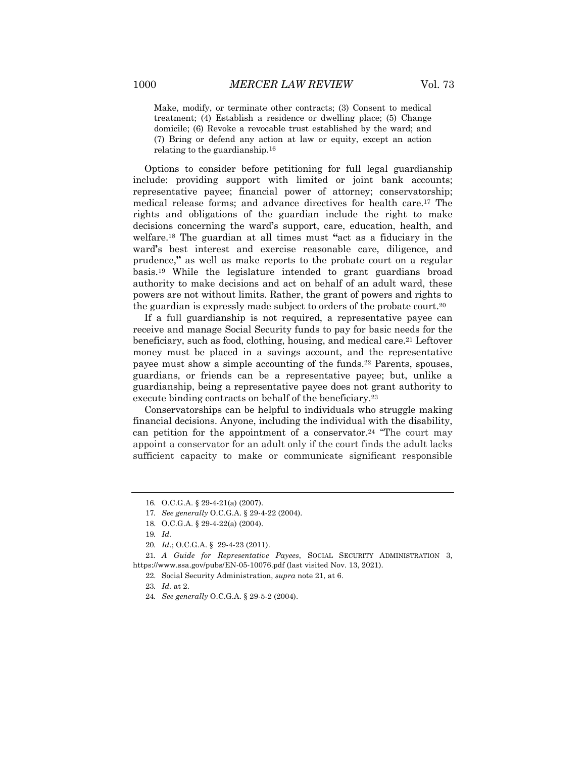> Make, modify, or terminate other contracts; (3) Consent to medical treatment; (4) Establish a residence or dwelling place; (5) Change domicile; (6) Revoke a revocable trust established by the ward; and (7) Bring or defend any action at law or equity, except an action relating to the guardianship.[16]

Options to consider before petitioning for full legal guardianship include: providing support with limited or joint bank accounts; representative payee; financial power of attorney; conservatorship; medical release forms; and advance directives for health care.[17] The rights and obligations of the guardian include the right to make decisions concerning the ward's support, care, education, health, and welfare.[18] The guardian at all times must "act as a fiduciary in the ward's best interest and exercise reasonable care, diligence, and prudence," as well as make reports to the probate court on a regular basis.[19] While the legislature intended to grant guardians broad authority to make decisions and act on behalf of an adult ward, these powers are not without limits. Rather, the grant of powers and rights to the guardian is expressly made subject to orders of the probate court.[20]

If a full guardianship is not required, a representative payee can receive and manage Social Security funds to pay for basic needs for the beneficiary, such as food, clothing, housing, and medical care.[21] Leftover money must be placed in a savings account, and the representative payee must show a simple accounting of the funds.[22] Parents, spouses, guardians, or friends can be a representative payee; but, unlike a guardianship, being a representative payee does not grant authority to execute binding contracts on behalf of the beneficiary.[23]

Conservatorships can be helpful to individuals who struggle making financial decisions. Anyone, including the individual with the disability, can petition for the appointment of a conservator.[24] "The court may appoint a conservator for an adult only if the court finds the adult lacks sufficient capacity to make or communicate significant responsible

---

16. O.C.G.A. § 29-4-21(a) (2007).

17. *See generally* O.C.G.A. § 29-4-22 (2004).

18. O.C.G.A. § 29-4-22(a) (2004).

19. *Id.*

20. *Id.*; O.C.G.A. § 29-4-23 (2011).

21. *A Guide for Representative Payees*, SOCIAL SECURITY ADMINISTRATION 3, https://www.ssa.gov/pubs/EN-05-10076.pdf (last visited Nov. 13, 2021).

22. Social Security Administration, *supra* note 21, at 6.

23. *Id.* at 2.

24. *See generally* O.C.G.A. § 29-5-2 (2004).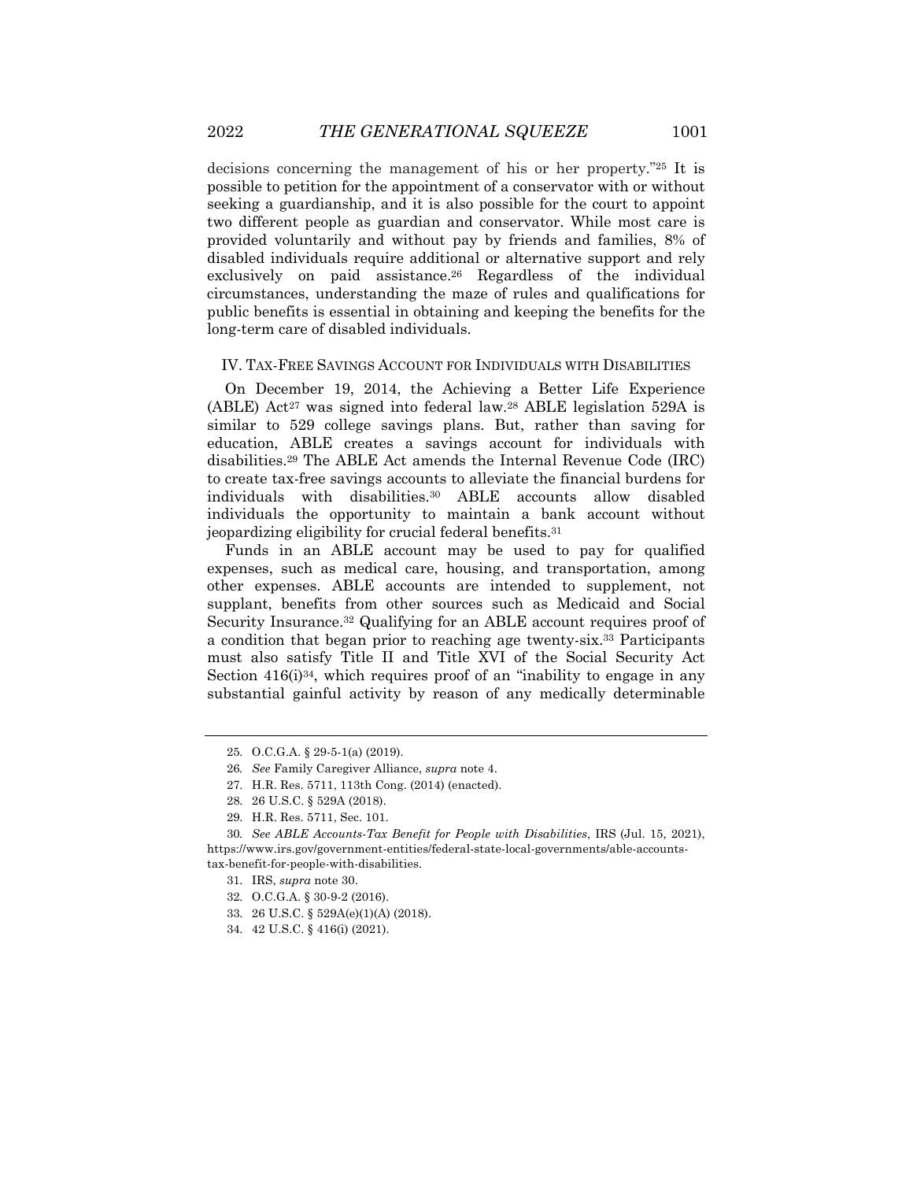decisions concerning the management of his or her property."[25] It is possible to petition for the appointment of a conservator with or without seeking a guardianship, and it is also possible for the court to appoint two different people as guardian and conservator. While most care is provided voluntarily and without pay by friends and families, 8% of disabled individuals require additional or alternative support and rely exclusively on paid assistance.[26] Regardless of the individual circumstances, understanding the maze of rules and qualifications for public benefits is essential in obtaining and keeping the benefits for the long-term care of disabled individuals.

## IV. TAX-FREE SAVINGS ACCOUNT FOR INDIVIDUALS WITH DISABILITIES

On December 19, 2014, the Achieving a Better Life Experience (ABLE) Act[27] was signed into federal law.[28] ABLE legislation 529A is similar to 529 college savings plans. But, rather than saving for education, ABLE creates a savings account for individuals with disabilities.[29] The ABLE Act amends the Internal Revenue Code (IRC) to create tax-free savings accounts to alleviate the financial burdens for individuals with disabilities.[30] ABLE accounts allow disabled individuals the opportunity to maintain a bank account without jeopardizing eligibility for crucial federal benefits.[31]

Funds in an ABLE account may be used to pay for qualified expenses, such as medical care, housing, and transportation, among other expenses. ABLE accounts are intended to supplement, not supplant, benefits from other sources such as Medicaid and Social Security Insurance.[32] Qualifying for an ABLE account requires proof of a condition that began prior to reaching age twenty-six.[33] Participants must also satisfy Title II and Title XVI of the Social Security Act Section 416(i)[34], which requires proof of an "inability to engage in any substantial gainful activity by reason of any medically determinable

---

25. O.C.G.A. § 29-5-1(a) (2019).

26. *See* Family Caregiver Alliance, *supra* note 4.

27. H.R. Res. 5711, 113th Cong. (2014) (enacted).

28. 26 U.S.C. § 529A (2018).

29. H.R. Res. 5711, Sec. 101.

30. *See ABLE Accounts-Tax Benefit for People with Disabilities*, IRS (Jul. 15, 2021), https://www.irs.gov/government-entities/federal-state-local-governments/able-accounts-tax-benefit-for-people-with-disabilities.

31. IRS, *supra* note 30.

32. O.C.G.A. § 30-9-2 (2016).

33. 26 U.S.C. § 529A(e)(1)(A) (2018).

34. 42 U.S.C. § 416(i) (2021).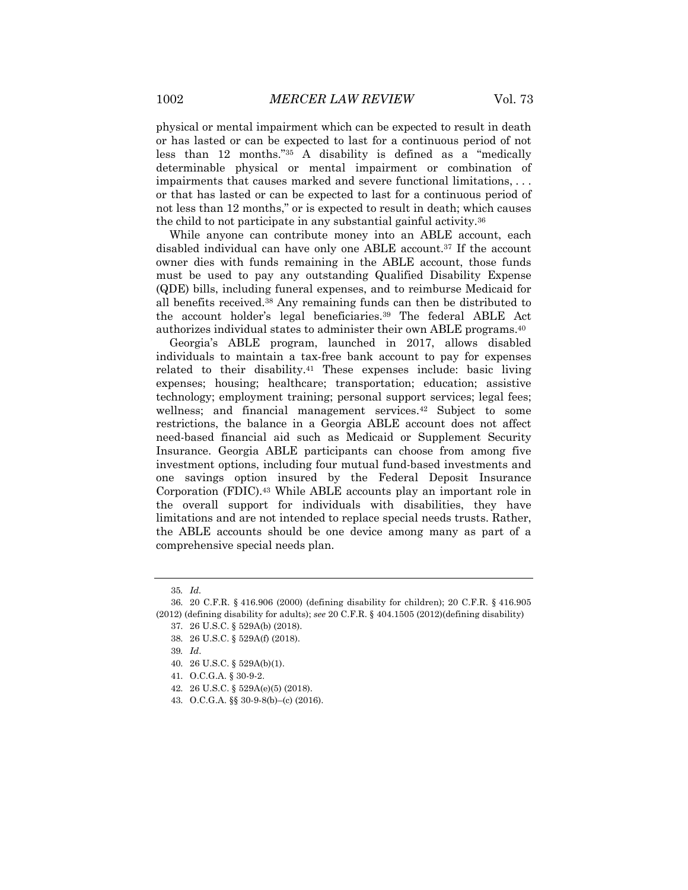physical or mental impairment which can be expected to result in death or has lasted or can be expected to last for a continuous period of not less than 12 months."[35] A disability is defined as a "medically determinable physical or mental impairment or combination of impairments that causes marked and severe functional limitations, . . . or that has lasted or can be expected to last for a continuous period of not less than 12 months," or is expected to result in death; which causes the child to not participate in any substantial gainful activity.[36]

While anyone can contribute money into an ABLE account, each disabled individual can have only one ABLE account.[37] If the account owner dies with funds remaining in the ABLE account, those funds must be used to pay any outstanding Qualified Disability Expense (QDE) bills, including funeral expenses, and to reimburse Medicaid for all benefits received.[38] Any remaining funds can then be distributed to the account holder's legal beneficiaries.[39] The federal ABLE Act authorizes individual states to administer their own ABLE programs.[40]

Georgia's ABLE program, launched in 2017, allows disabled individuals to maintain a tax-free bank account to pay for expenses related to their disability.[41] These expenses include: basic living expenses; housing; healthcare; transportation; education; assistive technology; employment training; personal support services; legal fees; wellness; and financial management services.[42] Subject to some restrictions, the balance in a Georgia ABLE account does not affect need-based financial aid such as Medicaid or Supplement Security Insurance. Georgia ABLE participants can choose from among five investment options, including four mutual fund-based investments and one savings option insured by the Federal Deposit Insurance Corporation (FDIC).[43] While ABLE accounts play an important role in the overall support for individuals with disabilities, they have limitations and are not intended to replace special needs trusts. Rather, the ABLE accounts should be one device among many as part of a comprehensive special needs plan.

---

35. *Id.*

36. 20 C.F.R. § 416.906 (2000) (defining disability for children); 20 C.F.R. § 416.905 (2012) (defining disability for adults); *see* 20 C.F.R. § 404.1505 (2012)(defining disability)

37. 26 U.S.C. § 529A(b) (2018).

38. 26 U.S.C. § 529A(f) (2018).

39. *Id.*

40. 26 U.S.C. § 529A(b)(1).

41. O.C.G.A. § 30-9-2.

42. 26 U.S.C. § 529A(e)(5) (2018).

43. O.C.G.A. §§ 30-9-8(b)–(c) (2016).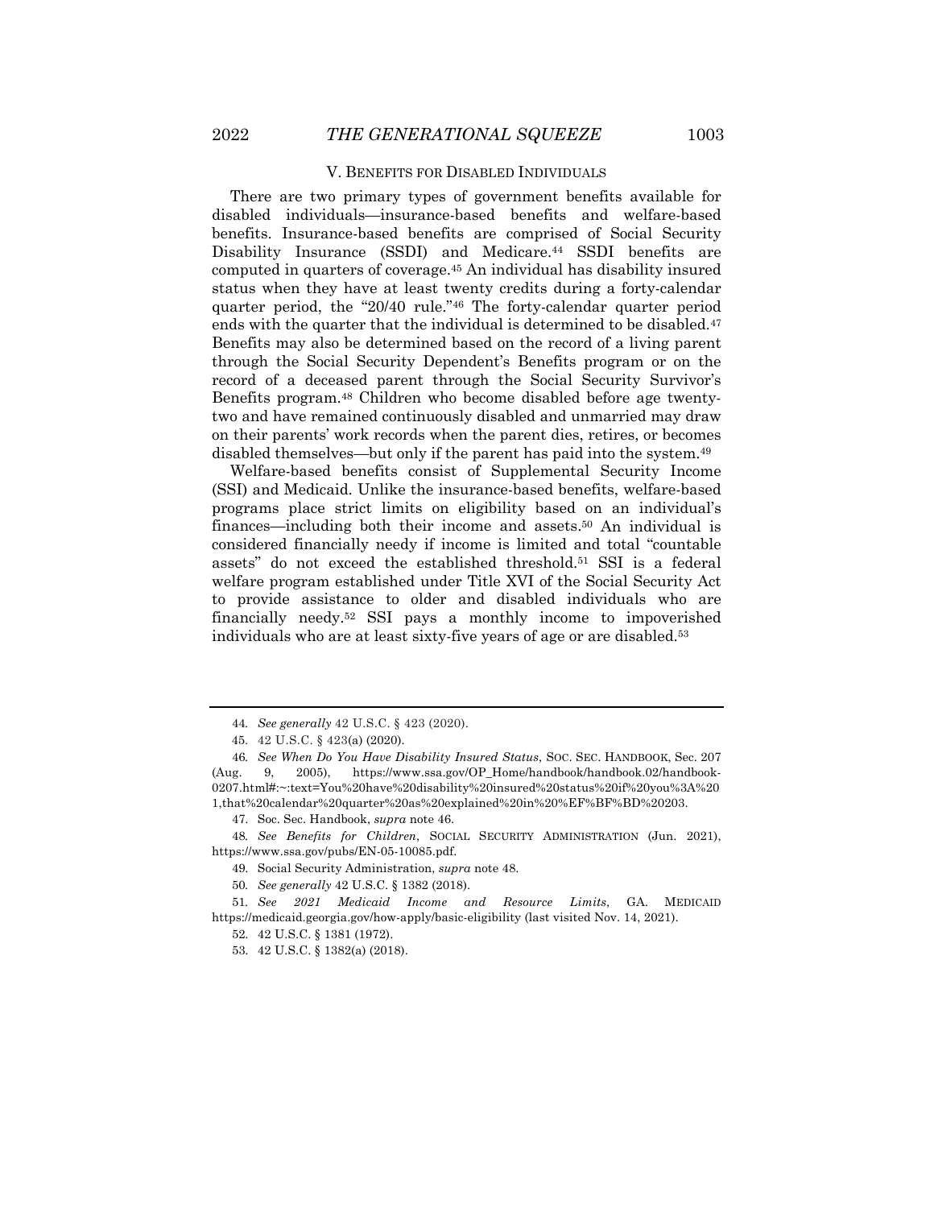## V. BENEFITS FOR DISABLED INDIVIDUALS

There are two primary types of government benefits available for disabled individuals—insurance-based benefits and welfare-based benefits. Insurance-based benefits are comprised of Social Security Disability Insurance (SSDI) and Medicare.[44] SSDI benefits are computed in quarters of coverage.[45] An individual has disability insured status when they have at least twenty credits during a forty-calendar quarter period, the "20/40 rule."[46] The forty-calendar quarter period ends with the quarter that the individual is determined to be disabled.[47] Benefits may also be determined based on the record of a living parent through the Social Security Dependent's Benefits program or on the record of a deceased parent through the Social Security Survivor's Benefits program.[48] Children who become disabled before age twenty-two and have remained continuously disabled and unmarried may draw on their parents' work records when the parent dies, retires, or becomes disabled themselves—but only if the parent has paid into the system.[49]

Welfare-based benefits consist of Supplemental Security Income (SSI) and Medicaid. Unlike the insurance-based benefits, welfare-based programs place strict limits on eligibility based on an individual's finances—including both their income and assets.[50] An individual is considered financially needy if income is limited and total "countable assets" do not exceed the established threshold.[51] SSI is a federal welfare program established under Title XVI of the Social Security Act to provide assistance to older and disabled individuals who are financially needy.[52] SSI pays a monthly income to impoverished individuals who are at least sixty-five years of age or are disabled.[53]

---

44. *See generally* 42 U.S.C. § 423 (2020).

45. 42 U.S.C. § 423(a) (2020).

46. *See When Do You Have Disability Insured Status*, SOC. SEC. HANDBOOK, Sec. 207 (Aug. 9, 2005), https://www.ssa.gov/OP_Home/handbook/handbook.02/handbook-0207.html#:~:text=You%20have%20disability%20insured%20status%20if%20you%3A%201,that%20calendar%20quarter%20as%20explained%20in%20%EF%BF%BD%20203.

47. Soc. Sec. Handbook, *supra* note 46.

48. *See Benefits for Children*, SOCIAL SECURITY ADMINISTRATION (Jun. 2021), https://www.ssa.gov/pubs/EN-05-10085.pdf.

49. Social Security Administration, *supra* note 48.

50. *See generally* 42 U.S.C. § 1382 (2018).

51. *See 2021 Medicaid Income and Resource Limits*, GA. MEDICAID https://medicaid.georgia.gov/how-apply/basic-eligibility (last visited Nov. 14, 2021).

52. 42 U.S.C. § 1381 (1972).

53. 42 U.S.C. § 1382(a) (2018).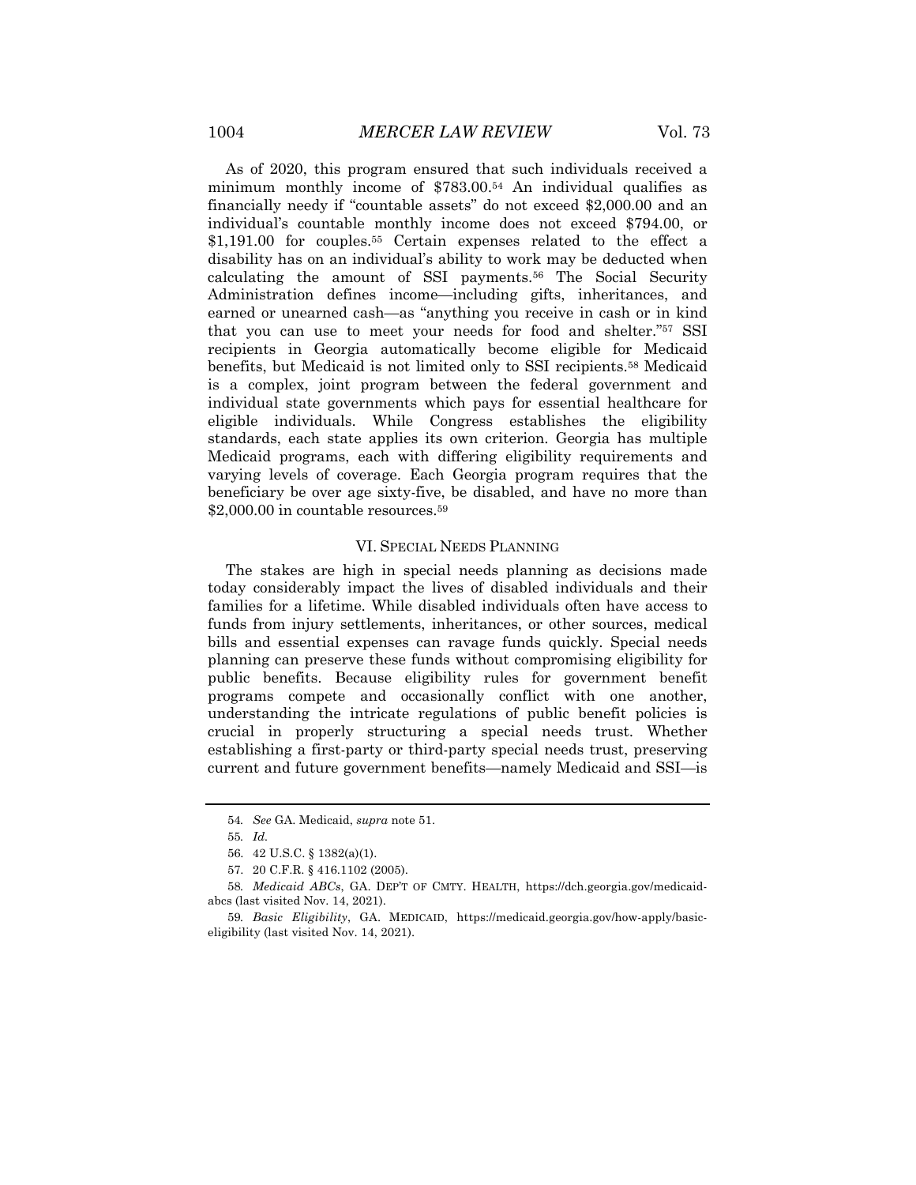As of 2020, this program ensured that such individuals received a minimum monthly income of $783.00.[54] An individual qualifies as financially needy if "countable assets" do not exceed $2,000.00 and an individual's countable monthly income does not exceed $794.00, or $1,191.00 for couples.[55] Certain expenses related to the effect a disability has on an individual's ability to work may be deducted when calculating the amount of SSI payments.[56] The Social Security Administration defines income—including gifts, inheritances, and earned or unearned cash—as "anything you receive in cash or in kind that you can use to meet your needs for food and shelter."[57] SSI recipients in Georgia automatically become eligible for Medicaid benefits, but Medicaid is not limited only to SSI recipients.[58] Medicaid is a complex, joint program between the federal government and individual state governments which pays for essential healthcare for eligible individuals. While Congress establishes the eligibility standards, each state applies its own criterion. Georgia has multiple Medicaid programs, each with differing eligibility requirements and varying levels of coverage. Each Georgia program requires that the beneficiary be over age sixty-five, be disabled, and have no more than $2,000.00 in countable resources.[59]

## VI. Special Needs Planning

The stakes are high in special needs planning as decisions made today considerably impact the lives of disabled individuals and their families for a lifetime. While disabled individuals often have access to funds from injury settlements, inheritances, or other sources, medical bills and essential expenses can ravage funds quickly. Special needs planning can preserve these funds without compromising eligibility for public benefits. Because eligibility rules for government benefit programs compete and occasionally conflict with one another, understanding the intricate regulations of public benefit policies is crucial in properly structuring a special needs trust. Whether establishing a first-party or third-party special needs trust, preserving current and future government benefits—namely Medicaid and SSI—is

---

54. *See* GA. Medicaid, *supra* note 51.

55. *Id.*

56. 42 U.S.C. § 1382(a)(1).

57. 20 C.F.R. § 416.1102 (2005).

58. *Medicaid ABCs*, GA. DEP'T OF CMTY. HEALTH, https://dch.georgia.gov/medicaid-abcs (last visited Nov. 14, 2021).

59. *Basic Eligibility*, GA. MEDICAID, https://medicaid.georgia.gov/how-apply/basic-eligibility (last visited Nov. 14, 2021).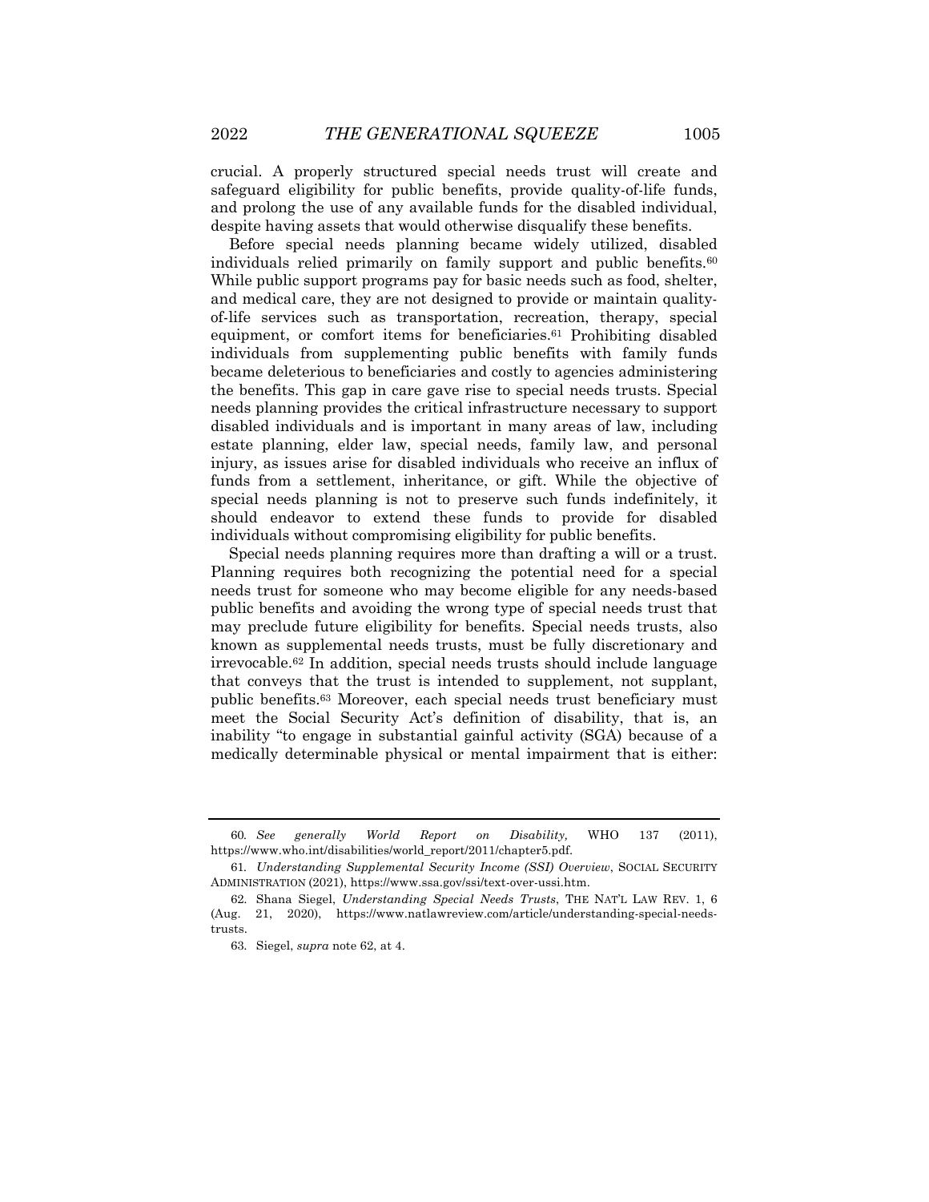crucial. A properly structured special needs trust will create and safeguard eligibility for public benefits, provide quality-of-life funds, and prolong the use of any available funds for the disabled individual, despite having assets that would otherwise disqualify these benefits.

Before special needs planning became widely utilized, disabled individuals relied primarily on family support and public benefits.[60] While public support programs pay for basic needs such as food, shelter, and medical care, they are not designed to provide or maintain quality-of-life services such as transportation, recreation, therapy, special equipment, or comfort items for beneficiaries.[61] Prohibiting disabled individuals from supplementing public benefits with family funds became deleterious to beneficiaries and costly to agencies administering the benefits. This gap in care gave rise to special needs trusts. Special needs planning provides the critical infrastructure necessary to support disabled individuals and is important in many areas of law, including estate planning, elder law, special needs, family law, and personal injury, as issues arise for disabled individuals who receive an influx of funds from a settlement, inheritance, or gift. While the objective of special needs planning is not to preserve such funds indefinitely, it should endeavor to extend these funds to provide for disabled individuals without compromising eligibility for public benefits.

Special needs planning requires more than drafting a will or a trust. Planning requires both recognizing the potential need for a special needs trust for someone who may become eligible for any needs-based public benefits and avoiding the wrong type of special needs trust that may preclude future eligibility for benefits. Special needs trusts, also known as supplemental needs trusts, must be fully discretionary and irrevocable.[62] In addition, special needs trusts should include language that conveys that the trust is intended to supplement, not supplant, public benefits.[63] Moreover, each special needs trust beneficiary must meet the Social Security Act's definition of disability, that is, an inability "to engage in substantial gainful activity (SGA) because of a medically determinable physical or mental impairment that is either:

---

60. *See generally World Report on Disability,* WHO 137 (2011), https://www.who.int/disabilities/world_report/2011/chapter5.pdf.

61. *Understanding Supplemental Security Income (SSI) Overview*, SOCIAL SECURITY ADMINISTRATION (2021), https://www.ssa.gov/ssi/text-over-ussi.htm.

62. Shana Siegel, *Understanding Special Needs Trusts*, THE NAT'L LAW REV. 1, 6 (Aug. 21, 2020), https://www.natlawreview.com/article/understanding-special-needs-trusts.

63. Siegel, *supra* note 62, at 4.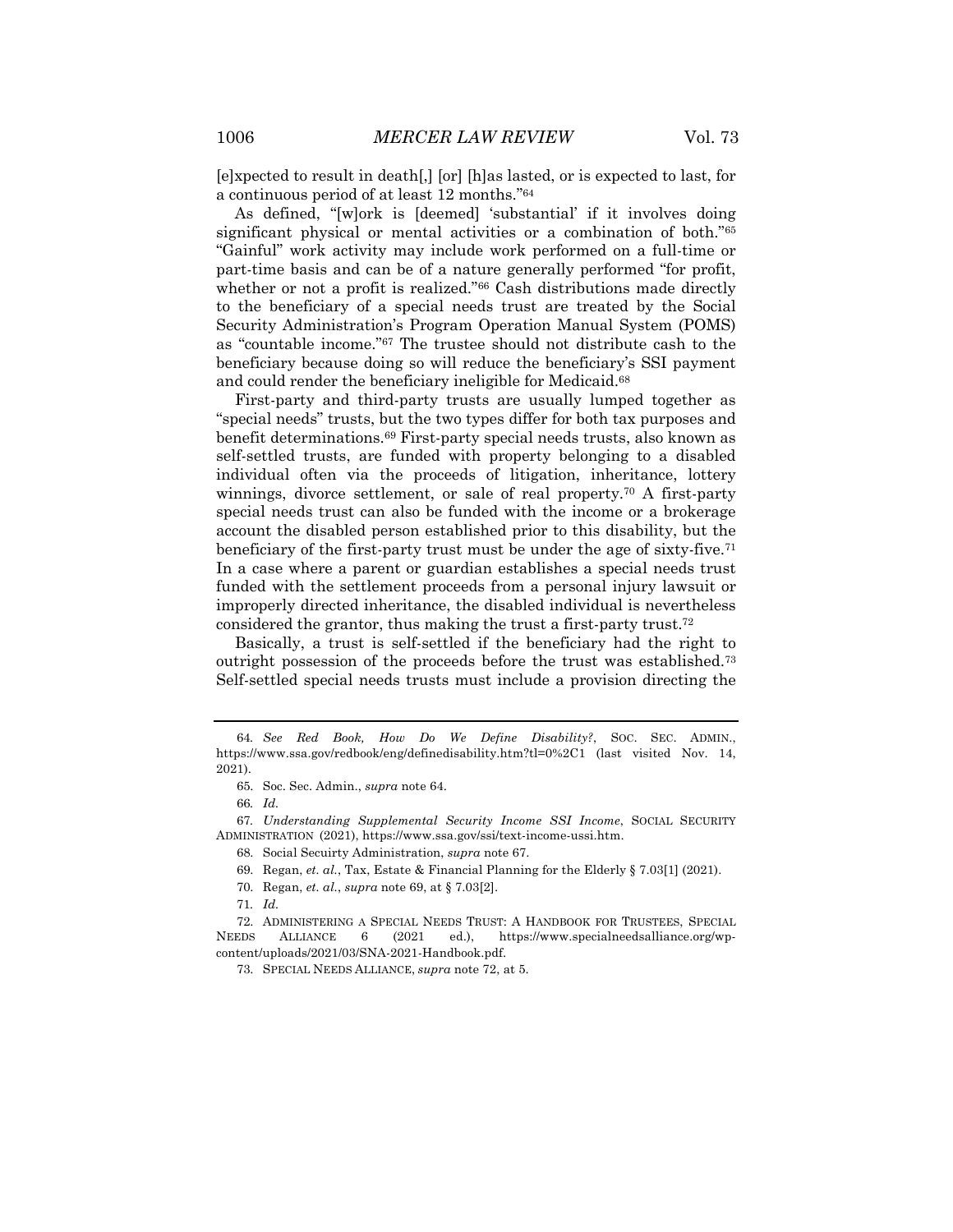[e]xpected to result in death[,] [or] [h]as lasted, or is expected to last, for a continuous period of at least 12 months."[64]

As defined, "[w]ork is [deemed] 'substantial' if it involves doing significant physical or mental activities or a combination of both."[65] "Gainful" work activity may include work performed on a full-time or part-time basis and can be of a nature generally performed "for profit, whether or not a profit is realized."[66] Cash distributions made directly to the beneficiary of a special needs trust are treated by the Social Security Administration's Program Operation Manual System (POMS) as "countable income."[67] The trustee should not distribute cash to the beneficiary because doing so will reduce the beneficiary's SSI payment and could render the beneficiary ineligible for Medicaid.[68]

First-party and third-party trusts are usually lumped together as "special needs" trusts, but the two types differ for both tax purposes and benefit determinations.[69] First-party special needs trusts, also known as self-settled trusts, are funded with property belonging to a disabled individual often via the proceeds of litigation, inheritance, lottery winnings, divorce settlement, or sale of real property.[70] A first-party special needs trust can also be funded with the income or a brokerage account the disabled person established prior to this disability, but the beneficiary of the first-party trust must be under the age of sixty-five.[71] In a case where a parent or guardian establishes a special needs trust funded with the settlement proceeds from a personal injury lawsuit or improperly directed inheritance, the disabled individual is nevertheless considered the grantor, thus making the trust a first-party trust.[72]

Basically, a trust is self-settled if the beneficiary had the right to outright possession of the proceeds before the trust was established.[73] Self-settled special needs trusts must include a provision directing the

---

64. *See Red Book, How Do We Define Disability?*, SOC. SEC. ADMIN., https://www.ssa.gov/redbook/eng/definedisability.htm?tl=0%2C1 (last visited Nov. 14, 2021).

65. Soc. Sec. Admin., *supra* note 64.

66. *Id.*

67. *Understanding Supplemental Security Income SSI Income*, SOCIAL SECURITY ADMINISTRATION (2021), https://www.ssa.gov/ssi/text-income-ussi.htm.

68. Social Secuirty Administration, *supra* note 67.

69. Regan, *et. al.*, Tax, Estate & Financial Planning for the Elderly § 7.03[1] (2021).

70. Regan, *et. al.*, *supra* note 69, at § 7.03[2].

71. *Id.*

72. ADMINISTERING A SPECIAL NEEDS TRUST: A HANDBOOK FOR TRUSTEES, SPECIAL NEEDS ALLIANCE 6 (2021 ed.), https://www.specialneedsalliance.org/wp-content/uploads/2021/03/SNA-2021-Handbook.pdf.

73. SPECIAL NEEDS ALLIANCE, *supra* note 72, at 5.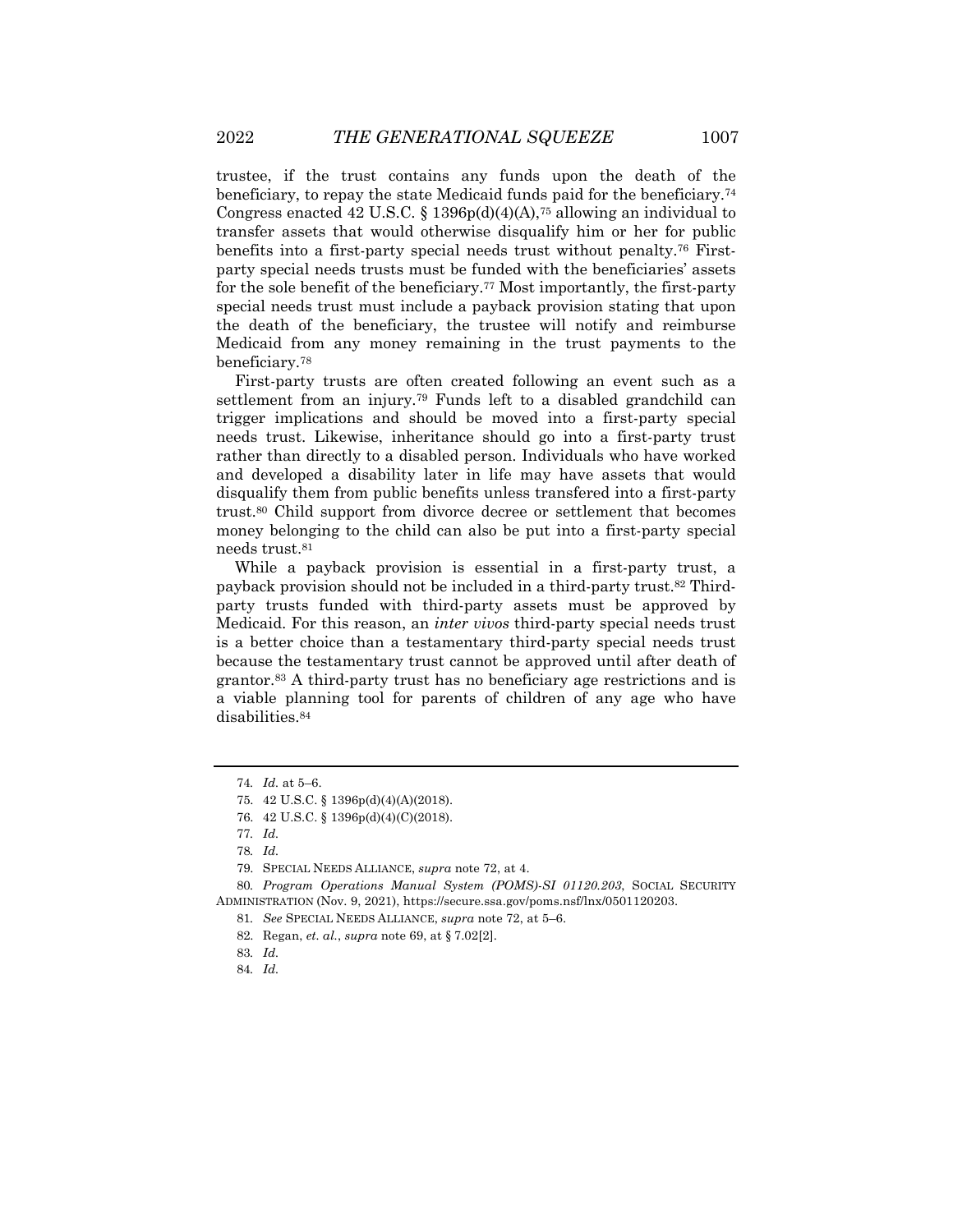trustee, if the trust contains any funds upon the death of the beneficiary, to repay the state Medicaid funds paid for the beneficiary.[74] Congress enacted 42 U.S.C. § 1396p(d)(4)(A),[75] allowing an individual to transfer assets that would otherwise disqualify him or her for public benefits into a first-party special needs trust without penalty.[76] First-party special needs trusts must be funded with the beneficiaries' assets for the sole benefit of the beneficiary.[77] Most importantly, the first-party special needs trust must include a payback provision stating that upon the death of the beneficiary, the trustee will notify and reimburse Medicaid from any money remaining in the trust payments to the beneficiary.[78]

First-party trusts are often created following an event such as a settlement from an injury.[79] Funds left to a disabled grandchild can trigger implications and should be moved into a first-party special needs trust. Likewise, inheritance should go into a first-party trust rather than directly to a disabled person. Individuals who have worked and developed a disability later in life may have assets that would disqualify them from public benefits unless transfered into a first-party trust.[80] Child support from divorce decree or settlement that becomes money belonging to the child can also be put into a first-party special needs trust.[81]

While a payback provision is essential in a first-party trust, a payback provision should not be included in a third-party trust.[82] Third-party trusts funded with third-party assets must be approved by Medicaid. For this reason, an *inter vivos* third-party special needs trust is a better choice than a testamentary third-party special needs trust because the testamentary trust cannot be approved until after death of grantor.[83] A third-party trust has no beneficiary age restrictions and is a viable planning tool for parents of children of any age who have disabilities.[84]

---

74. *Id.* at 5–6.

75. 42 U.S.C. § 1396p(d)(4)(A)(2018).

76. 42 U.S.C. § 1396p(d)(4)(C)(2018).

77. *Id.*

78. *Id.*

79. SPECIAL NEEDS ALLIANCE, *supra* note 72, at 4.

80. *Program Operations Manual System (POMS)-SI 01120.203*, SOCIAL SECURITY ADMINISTRATION (Nov. 9, 2021), https://secure.ssa.gov/poms.nsf/lnx/0501120203.

81. *See* SPECIAL NEEDS ALLIANCE, *supra* note 72, at 5–6.

82. Regan, *et. al.*, *supra* note 69, at § 7.02[2].

83. *Id.*

84. *Id.*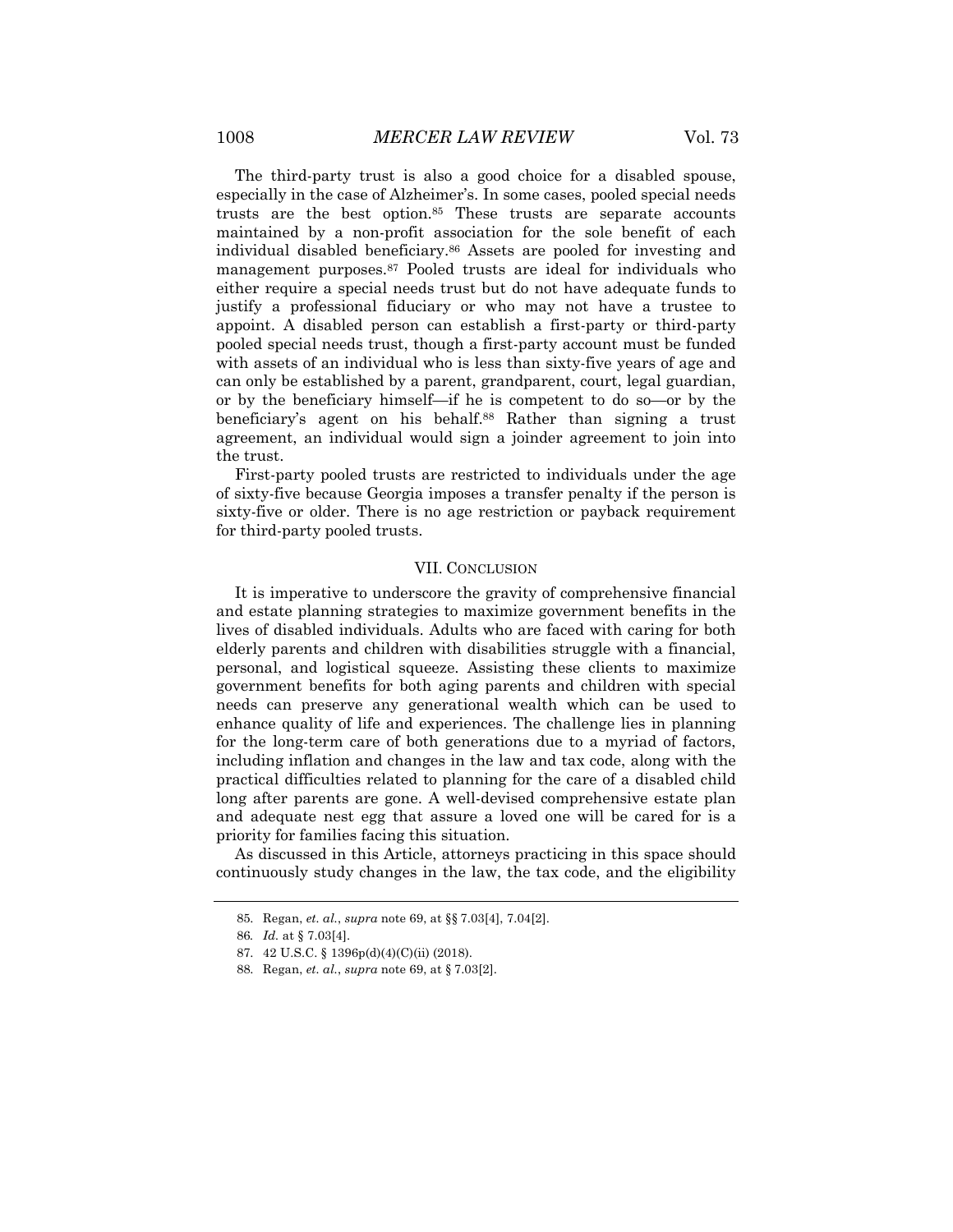The third-party trust is also a good choice for a disabled spouse, especially in the case of Alzheimer's. In some cases, pooled special needs trusts are the best option.[85] These trusts are separate accounts maintained by a non-profit association for the sole benefit of each individual disabled beneficiary.[86] Assets are pooled for investing and management purposes.[87] Pooled trusts are ideal for individuals who either require a special needs trust but do not have adequate funds to justify a professional fiduciary or who may not have a trustee to appoint. A disabled person can establish a first-party or third-party pooled special needs trust, though a first-party account must be funded with assets of an individual who is less than sixty-five years of age and can only be established by a parent, grandparent, court, legal guardian, or by the beneficiary himself—if he is competent to do so—or by the beneficiary's agent on his behalf.[88] Rather than signing a trust agreement, an individual would sign a joinder agreement to join into the trust.

First-party pooled trusts are restricted to individuals under the age of sixty-five because Georgia imposes a transfer penalty if the person is sixty-five or older. There is no age restriction or payback requirement for third-party pooled trusts.

## VII. CONCLUSION

It is imperative to underscore the gravity of comprehensive financial and estate planning strategies to maximize government benefits in the lives of disabled individuals. Adults who are faced with caring for both elderly parents and children with disabilities struggle with a financial, personal, and logistical squeeze. Assisting these clients to maximize government benefits for both aging parents and children with special needs can preserve any generational wealth which can be used to enhance quality of life and experiences. The challenge lies in planning for the long-term care of both generations due to a myriad of factors, including inflation and changes in the law and tax code, along with the practical difficulties related to planning for the care of a disabled child long after parents are gone. A well-devised comprehensive estate plan and adequate nest egg that assure a loved one will be cared for is a priority for families facing this situation.

As discussed in this Article, attorneys practicing in this space should continuously study changes in the law, the tax code, and the eligibility

---

85. Regan, *et. al.*, *supra* note 69, at §§ 7.03[4], 7.04[2].

86. *Id.* at § 7.03[4].

87. 42 U.S.C. § 1396p(d)(4)(C)(ii) (2018).

88. Regan, *et. al.*, *supra* note 69, at § 7.03[2].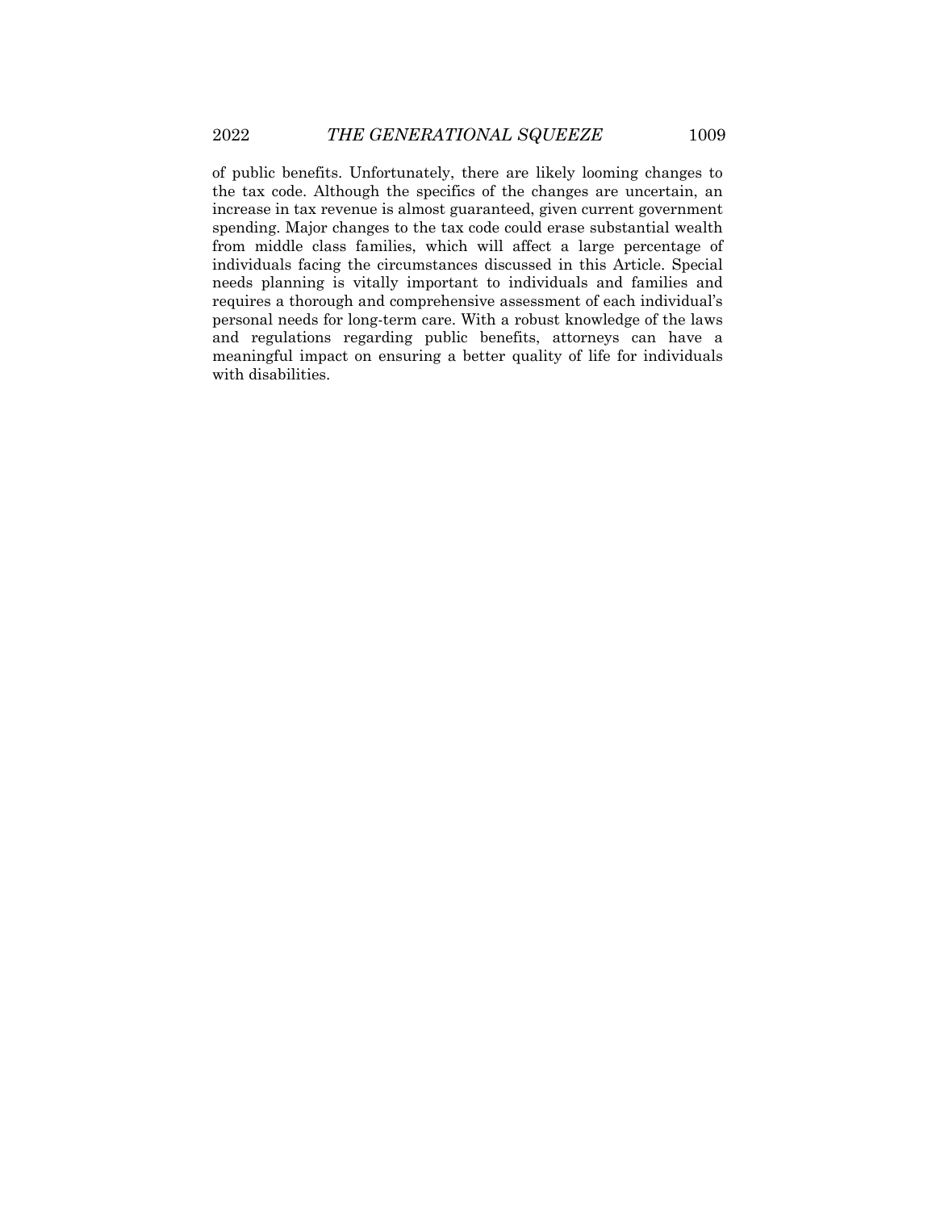of public benefits. Unfortunately, there are likely looming changes to the tax code. Although the specifics of the changes are uncertain, an increase in tax revenue is almost guaranteed, given current government spending. Major changes to the tax code could erase substantial wealth from middle class families, which will affect a large percentage of individuals facing the circumstances discussed in this Article. Special needs planning is vitally important to individuals and families and requires a thorough and comprehensive assessment of each individual's personal needs for long-term care. With a robust knowledge of the laws and regulations regarding public benefits, attorneys can have a meaningful impact on ensuring a better quality of life for individuals with disabilities.